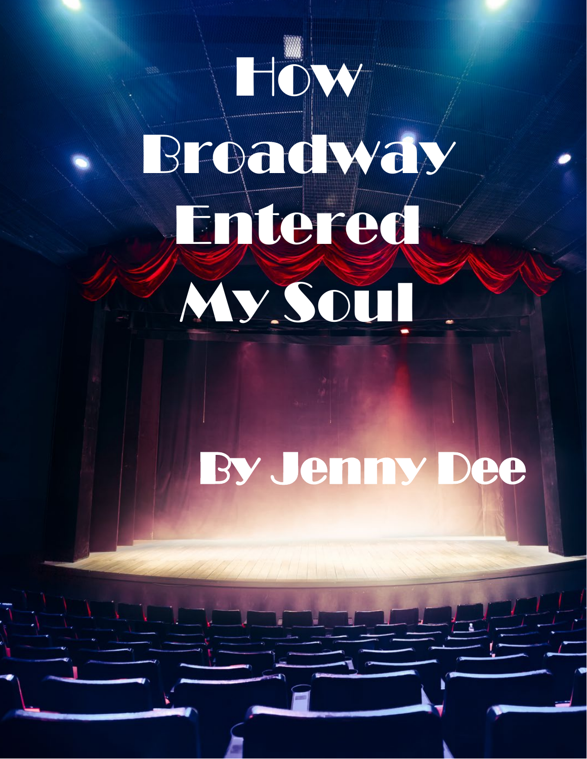# How Broadway Entered My Soul

By Jenny Dee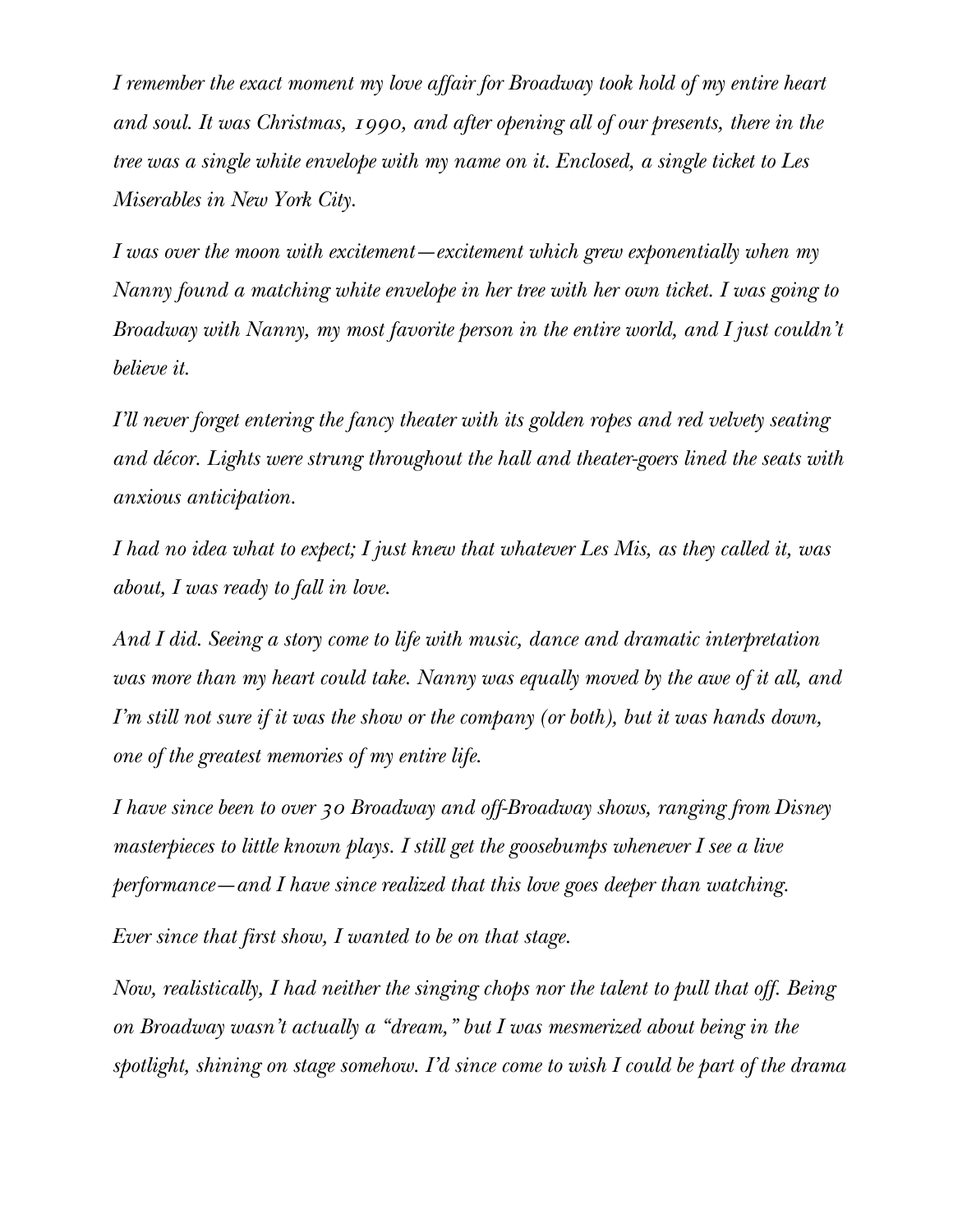*I remember the exact moment my love affair for Broadway took hold of my entire heart and soul. It was Christmas, 1990, and after opening all of our presents, there in the tree was a single white envelope with my name on it. Enclosed, a single ticket to Les Miserables in New York City.*

*I was over the moon with excitement—excitement which grew exponentially when my Nanny found a matching white envelope in her tree with her own ticket. I was going to Broadway with Nanny, my most favorite person in the entire world, and I just couldn't believe it.*

*I'll never forget entering the fancy theater with its golden ropes and red velvety seating and décor. Lights were strung throughout the hall and theater-goers lined the seats with anxious anticipation.*

*I had no idea what to expect; I just knew that whatever Les Mis, as they called it, was about, I was ready to fall in love.*

*And I did. Seeing a story come to life with music, dance and dramatic interpretation was more than my heart could take. Nanny was equally moved by the awe of it all, and I'm still not sure if it was the show or the company (or both), but it was hands down, one of the greatest memories of my entire life.*

*I have since been to over 30 Broadway and off-Broadway shows, ranging from Disney masterpieces to little known plays. I still get the goosebumps whenever I see a live performance—and I have since realized that this love goes deeper than watching.*

*Ever since that first show, I wanted to be on that stage.*

*Now, realistically, I had neither the singing chops nor the talent to pull that off. Being on Broadway wasn't actually a "dream," but I was mesmerized about being in the spotlight, shining on stage somehow. I'd since come to wish I could be part of the drama*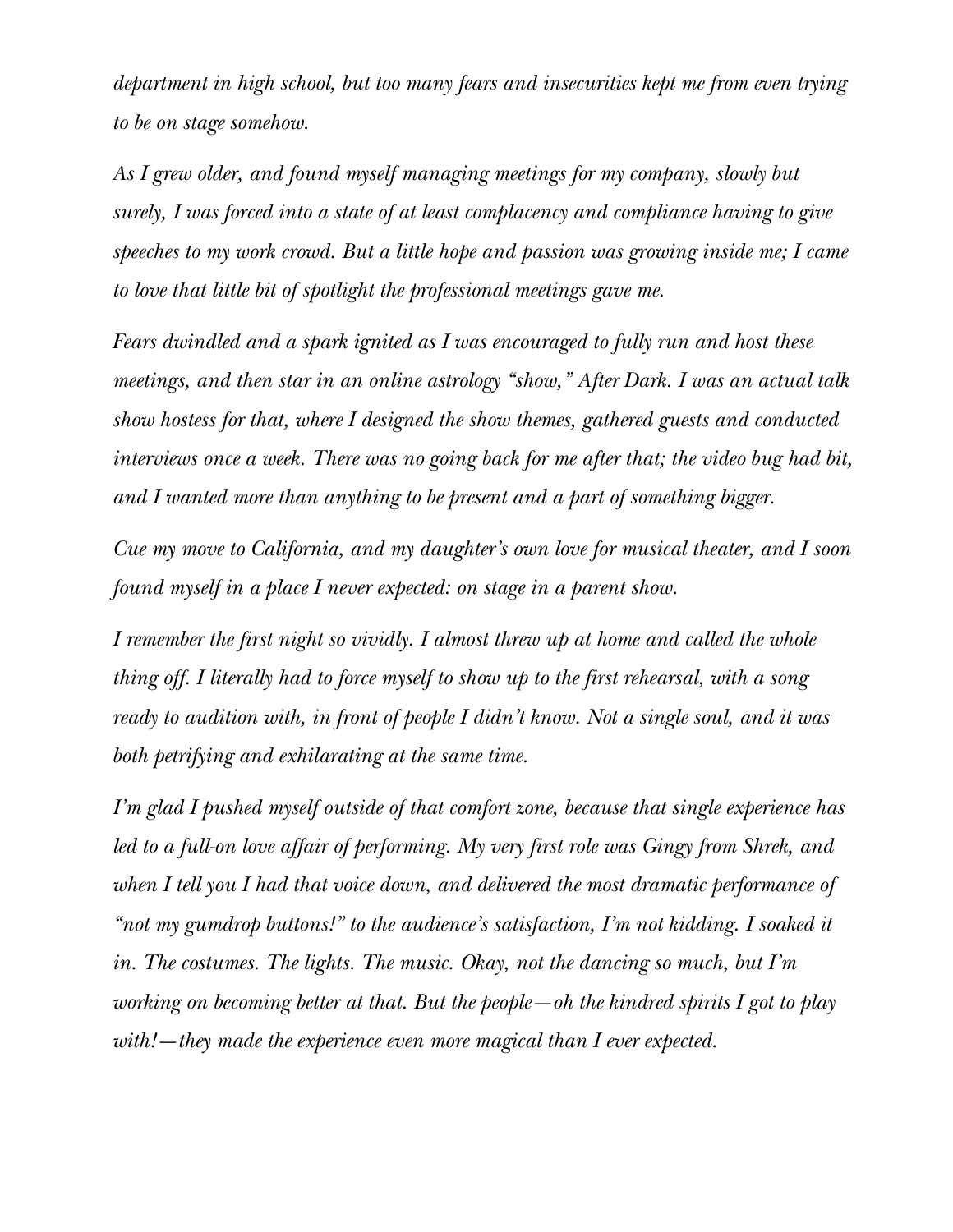*department in high school, but too many fears and insecurities kept me from even trying to be on stage somehow.*

*As I grew older, and found myself managing meetings for my company, slowly but surely, I was forced into a state of at least complacency and compliance having to give speeches to my work crowd. But a little hope and passion was growing inside me; I came to love that little bit of spotlight the professional meetings gave me.*

*Fears dwindled and a spark ignited as I was encouraged to fully run and host these meetings, and then star in an online astrology "show," After Dark. I was an actual talk show hostess for that, where I designed the show themes, gathered guests and conducted interviews once a week. There was no going back for me after that; the video bug had bit, and I wanted more than anything to be present and a part of something bigger.*

*Cue my move to California, and my daughter's own love for musical theater, and I soon found myself in a place I never expected: on stage in a parent show.*

*I remember the first night so vividly. I almost threw up at home and called the whole thing off. I literally had to force myself to show up to the first rehearsal, with a song ready to audition with, in front of people I didn't know. Not a single soul, and it was both petrifying and exhilarating at the same time.*

*I'm glad I pushed myself outside of that comfort zone, because that single experience has led to a full-on love affair of performing. My very first role was Gingy from Shrek, and when I tell you I had that voice down, and delivered the most dramatic performance of "not my gumdrop buttons!" to the audience's satisfaction, I'm not kidding. I soaked it in. The costumes. The lights. The music. Okay, not the dancing so much, but I'm working on becoming better at that. But the people—oh the kindred spirits I got to play with!—they made the experience even more magical than I ever expected.*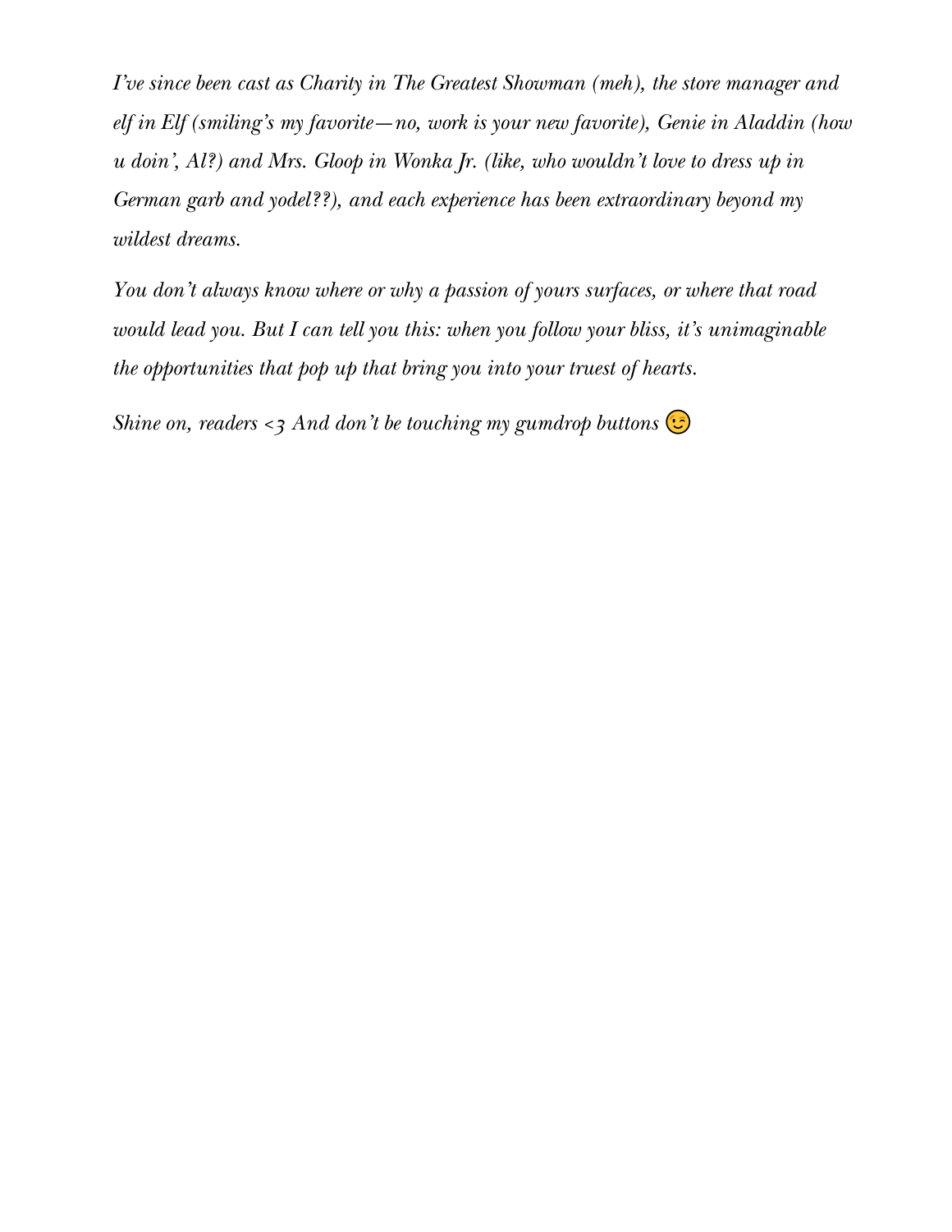*I've since been cast as Charity in The Greatest Showman (meh), the store manager and elf in Elf (smiling's my favorite—no, work is your new favorite), Genie in Aladdin (how u doin', Al?) and Mrs. Gloop in Wonka Jr. (like, who wouldn't love to dress up in German garb and yodel??), and each experience has been extraordinary beyond my wildest dreams.*

*You don't always know where or why a passion of yours surfaces, or where that road would lead you. But I can tell you this: when you follow your bliss, it's unimaginable the opportunities that pop up that bring you into your truest of hearts.*

*Shine on, readers <3 And don't be touching my gumdrop buttons* 😉